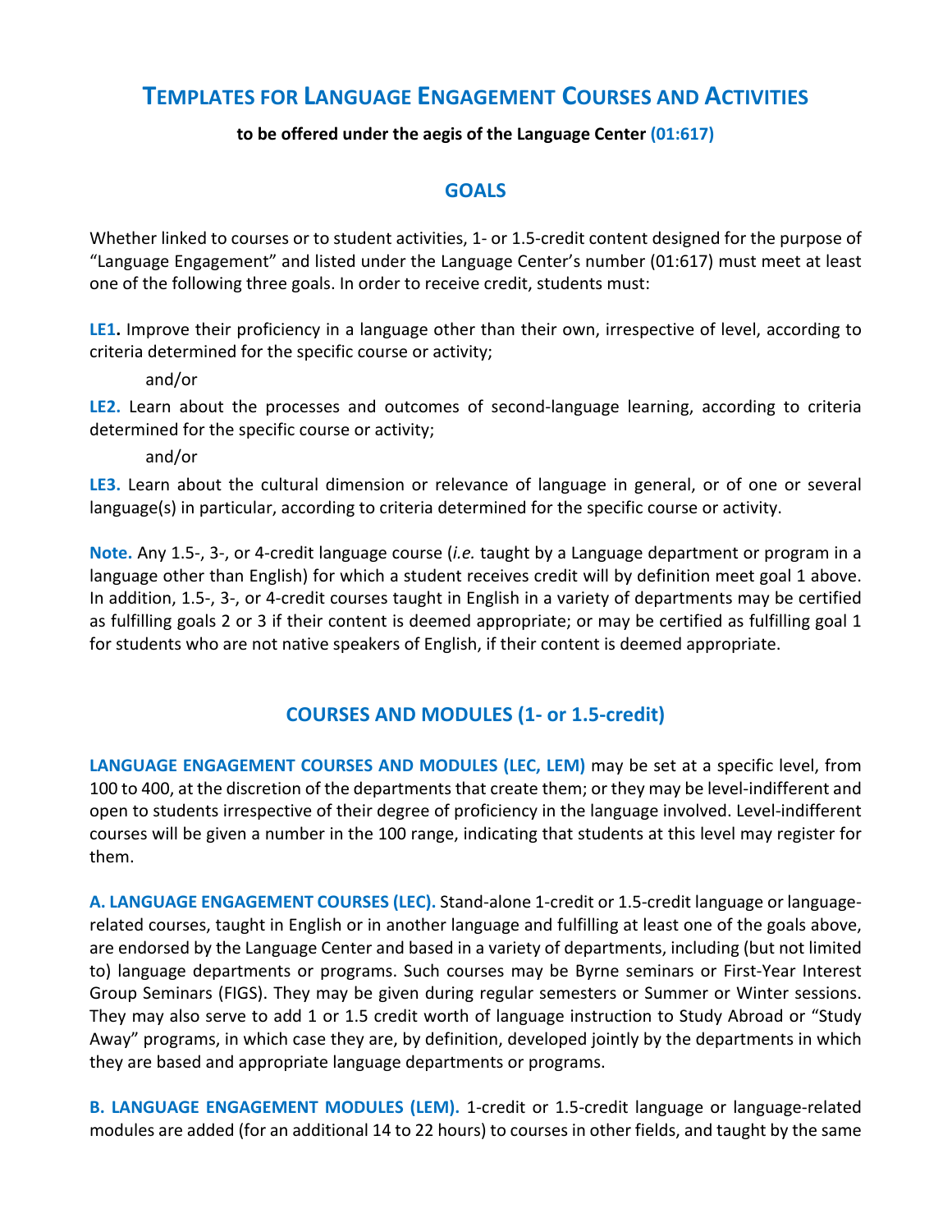# TEMPLATES FOR LANGUAGE ENGAGEMENT COURSES AND ACTIVITIES

**to be offered under the aegis of the Language Center (01:617)**

## GOALS

Whether linked to courses or to student activities, 1- or 1.5-credit content designed for the purpose of "Language Engagement" and listed under the Language Center's number (01:617) must meet at least one of the following three goals. In order to receive credit, students must:

**LE1.** Improve their proficiency in a language other than their own, irrespective of level, according to criteria determined for the specific course or activity;

and/or

**LE2.** Learn about the processes and outcomes of second-language learning, according to criteria determined for the specific course or activity;

and/or

**LE3.** Learn about the cultural dimension or relevance of language in general, or of one or several language(s) in particular, according to criteria determined for the specific course or activity.

**Note.** Any 1.5-, 3-, or 4-credit language course (*i.e.* taught by a Language department or program in a language other than English) for which a student receives credit will by definition meet goal 1 above. In addition, 1.5-, 3-, or 4-credit courses taught in English in a variety of departments may be certified as fulfilling goals 2 or 3 if their content is deemed appropriate; or may be certified as fulfilling goal 1 for students who are not native speakers of English, if their content is deemed appropriate.

## COURSES AND MODULES (1- or 1.5-credit)

**LANGUAGE ENGAGEMENT COURSES AND MODULES (LEC, LEM)** may be set at a specific level, from 100 to 400, at the discretion of the departments that create them; or they may be level-indifferent and open to students irrespective of their degree of proficiency in the language involved. Level-indifferent courses will be given a number in the 100 range, indicating that students at this level may register for them.

**A. LANGUAGE ENGAGEMENT COURSES (LEC).** Stand-alone 1-credit or 1.5-credit language or language-related courses, taught in English or in another language and fulfilling at least one of the goals above, are endorsed by the Language Center and based in a variety of departments, including (but not limited to) language departments or programs. Such courses may be Byrne seminars or First-Year Interest Group Seminars (FIGS). They may be given during regular semesters or Summer or Winter sessions. They may also serve to add 1 or 1.5 credit worth of language instruction to Study Abroad or "Study Away" programs, in which case they are, by definition, developed jointly by the departments in which they are based and appropriate language departments or programs.

**B. LANGUAGE ENGAGEMENT MODULES (LEM).** 1-credit or 1.5-credit language or language-related modules are added (for an additional 14 to 22 hours) to courses in other fields, and taught by the same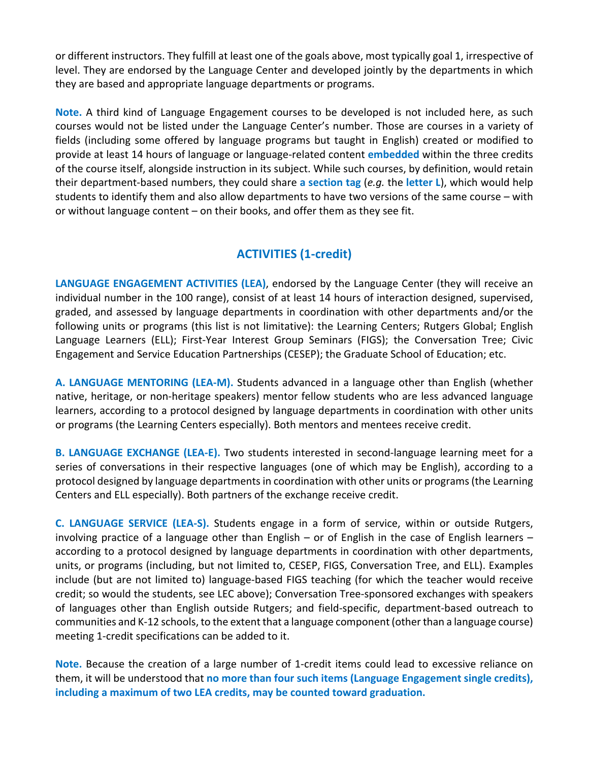or different instructors. They fulfill at least one of the goals above, most typically goal 1, irrespective of level. They are endorsed by the Language Center and developed jointly by the departments in which they are based and appropriate language departments or programs.

**Note.** A third kind of Language Engagement courses to be developed is not included here, as such courses would not be listed under the Language Center's number. Those are courses in a variety of fields (including some offered by language programs but taught in English) created or modified to provide at least 14 hours of language or language-related content **embedded** within the three credits of the course itself, alongside instruction in its subject. While such courses, by definition, would retain their department-based numbers, they could share **a section tag** (*e.g.* the **letter L**), which would help students to identify them and also allow departments to have two versions of the same course – with or without language content – on their books, and offer them as they see fit.

## ACTIVITIES (1-credit)

**LANGUAGE ENGAGEMENT ACTIVITIES (LEA)**, endorsed by the Language Center (they will receive an individual number in the 100 range), consist of at least 14 hours of interaction designed, supervised, graded, and assessed by language departments in coordination with other departments and/or the following units or programs (this list is not limitative): the Learning Centers; Rutgers Global; English Language Learners (ELL); First-Year Interest Group Seminars (FIGS); the Conversation Tree; Civic Engagement and Service Education Partnerships (CESEP); the Graduate School of Education; etc.

**A. LANGUAGE MENTORING (LEA-M).** Students advanced in a language other than English (whether native, heritage, or non-heritage speakers) mentor fellow students who are less advanced language learners, according to a protocol designed by language departments in coordination with other units or programs (the Learning Centers especially). Both mentors and mentees receive credit.

**B. LANGUAGE EXCHANGE (LEA-E).** Two students interested in second-language learning meet for a series of conversations in their respective languages (one of which may be English), according to a protocol designed by language departments in coordination with other units or programs (the Learning Centers and ELL especially). Both partners of the exchange receive credit.

**C. LANGUAGE SERVICE (LEA-S).** Students engage in a form of service, within or outside Rutgers, involving practice of a language other than English – or of English in the case of English learners – according to a protocol designed by language departments in coordination with other departments, units, or programs (including, but not limited to, CESEP, FIGS, Conversation Tree, and ELL). Examples include (but are not limited to) language-based FIGS teaching (for which the teacher would receive credit; so would the students, see LEC above); Conversation Tree-sponsored exchanges with speakers of languages other than English outside Rutgers; and field-specific, department-based outreach to communities and K-12 schools, to the extent that a language component (other than a language course) meeting 1-credit specifications can be added to it.

**Note.** Because the creation of a large number of 1-credit items could lead to excessive reliance on them, it will be understood that **no more than four such items (Language Engagement single credits), including a maximum of two LEA credits, may be counted toward graduation.**